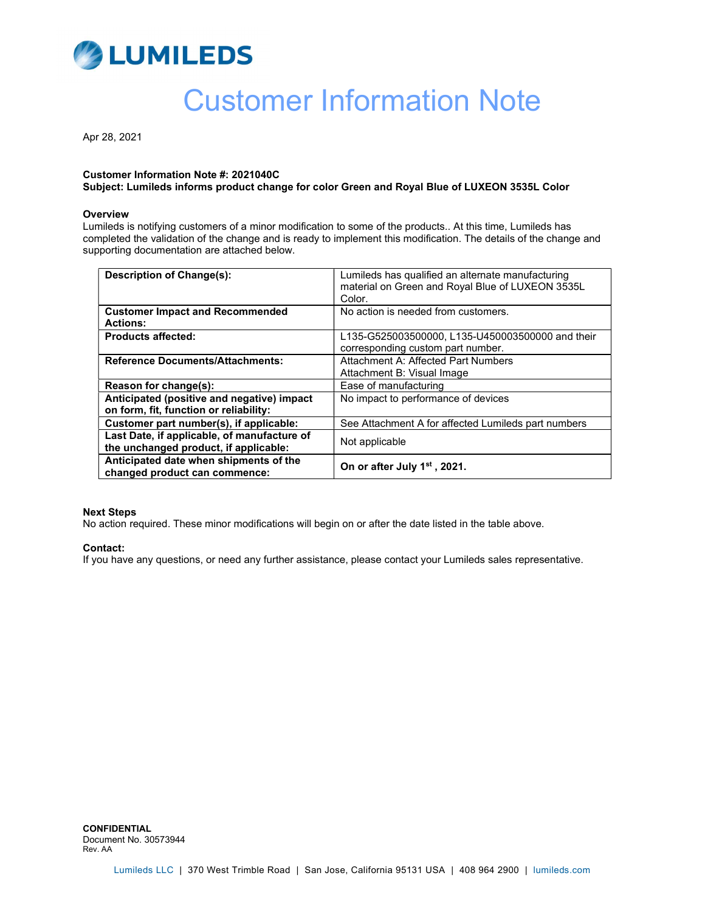LUMILEDS

# Customer Information Note

Apr 28, 2021

**Customer Information Note #: 2021040C**
**Subject: Lumileds informs product change for color Green and Royal Blue of LUXEON 3535L Color**

**Overview**
Lumileds is notifying customers of a minor modification to some of the products.. At this time, Lumileds has completed the validation of the change and is ready to implement this modification. The details of the change and supporting documentation are attached below.

| | |
|---|---|
| **Description of Change(s):** | Lumileds has qualified an alternate manufacturing material on Green and Royal Blue of LUXEON 3535L Color. |
| **Customer Impact and Recommended Actions:** | No action is needed from customers. |
| **Products affected:** | L135-G525003500000, L135-U450003500000 and their corresponding custom part number. |
| **Reference Documents/Attachments:** | Attachment A: Affected Part Numbers<br>Attachment B: Visual Image |
| **Reason for change(s):** | Ease of manufacturing |
| **Anticipated (positive and negative) impact on form, fit, function or reliability:** | No impact to performance of devices |
| **Customer part number(s), if applicable:** | See Attachment A for affected Lumileds part numbers |
| **Last Date, if applicable, of manufacture of the unchanged product, if applicable:** | Not applicable |
| **Anticipated date when shipments of the changed product can commence:** | **On or after July 1st , 2021.** |

**Next Steps**
No action required. These minor modifications will begin on or after the date listed in the table above.

**Contact:**
If you have any questions, or need any further assistance, please contact your Lumileds sales representative.

**CONFIDENTIAL**
Document No. 30573944
Rev. AA

Lumileds LLC | 370 West Trimble Road | San Jose, California 95131 USA | 408 964 2900 | lumileds.com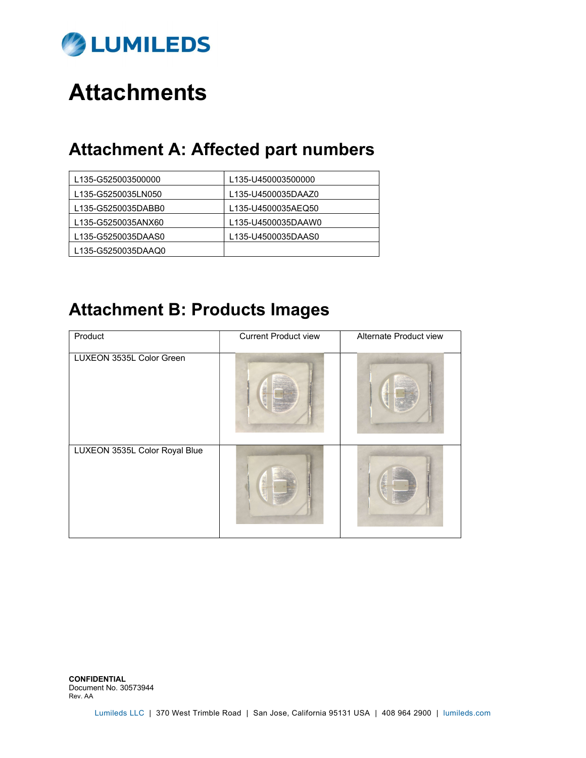# Attachments

## Attachment A: Affected part numbers

| | |
|---|---|
| L135-G525003500000 | L135-U450003500000 |
| L135-G5250035LN050 | L135-U4500035DAAZ0 |
| L135-G5250035DABB0 | L135-U4500035AEQ50 |
| L135-G5250035ANX60 | L135-U4500035DAAW0 |
| L135-G5250035DAAS0 | L135-U4500035DAAS0 |
| L135-G5250035DAAQ0 | |

## Attachment B: Products Images

| Product | Current Product view | Alternate Product view |
|---|---|---|
| LUXEON 3535L Color Green | | |
| LUXEON 3535L Color Royal Blue | | |

**CONFIDENTIAL**
Document No. 30573944
Rev. AA